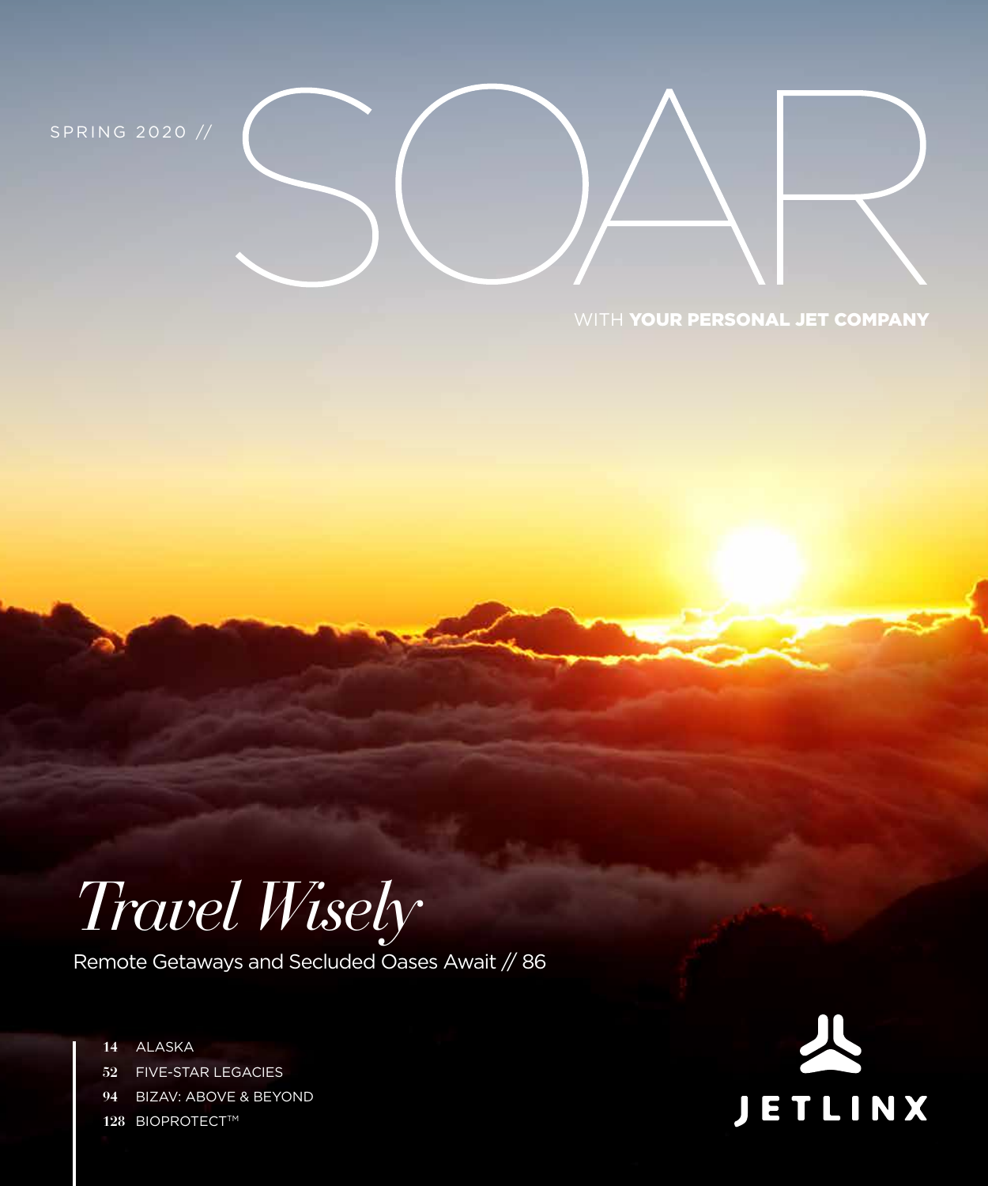SPRING 2020 //

# SOAR

WITH **YOUR PERSONAL JET COMPANY**

## *Travel Wisely*

Remote Getaways and Secluded Oases Await // 86

- **14** ALASKA
- **52** FIVE-STAR LEGACIES
- **94** BIZAV: ABOVE & BEYOND
- **128** BIOPROTECT™

JETLINX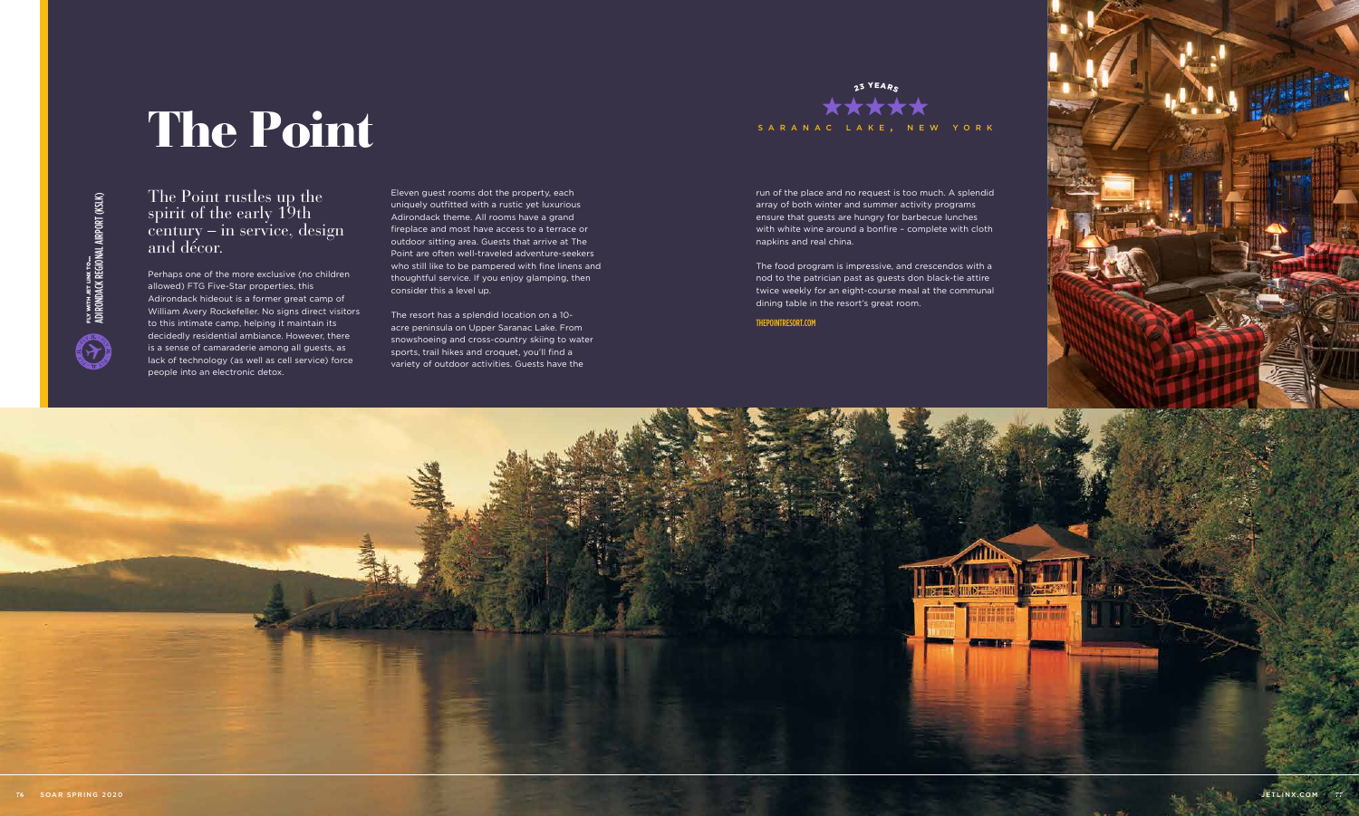# The Point

FLY WITH JET LINX TO...
ADIRONDACK REGIONAL AIRPORT (KSLK)

23 YEARS ★★★★★

SARANAC LAKE, NEW YORK

## The Point rustles up the spirit of the early 19th century – in service, design and décor.

Perhaps one of the more exclusive (no children allowed) FTG Five-Star properties, this Adirondack hideout is a former great camp of William Avery Rockefeller. No signs direct visitors to this intimate camp, helping it maintain its decidedly residential ambiance. However, there is a sense of camaraderie among all guests, as lack of technology (as well as cell service) force people into an electronic detox.

Eleven guest rooms dot the property, each uniquely outfitted with a rustic yet luxurious Adirondack theme. All rooms have a grand fireplace and most have access to a terrace or outdoor sitting area. Guests that arrive at The Point are often well-traveled adventure-seekers who still like to be pampered with fine linens and thoughtful service. If you enjoy glamping, then consider this a level up.

The resort has a splendid location on a 10-acre peninsula on Upper Saranac Lake. From snowshoeing and cross-country skiing to water sports, trail hikes and croquet, you'll find a variety of outdoor activities. Guests have the run of the place and no request is too much. A splendid array of both winter and summer activity programs ensure that guests are hungry for barbecue lunches with white wine around a bonfire – complete with cloth napkins and real china.

The food program is impressive, and crescendos with a nod to the patrician past as guests don black-tie attire twice weekly for an eight-course meal at the communal dining table in the resort's great room.

THEPOINTRESORT.COM